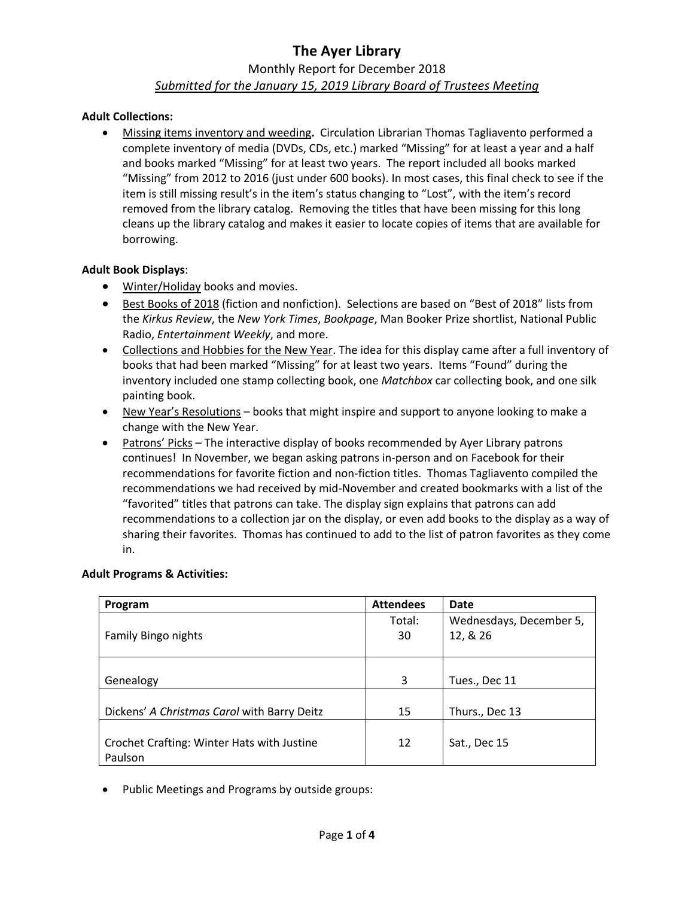# The Ayer Library

Monthly Report for December 2018

*Submitted for the January 15, 2019 Library Board of Trustees Meeting*

**Adult Collections:**

- Missing items inventory and weeding**.** Circulation Librarian Thomas Tagliavento performed a complete inventory of media (DVDs, CDs, etc.) marked "Missing" for at least a year and a half and books marked "Missing" for at least two years. The report included all books marked "Missing" from 2012 to 2016 (just under 600 books). In most cases, this final check to see if the item is still missing result's in the item's status changing to "Lost", with the item's record removed from the library catalog. Removing the titles that have been missing for this long cleans up the library catalog and makes it easier to locate copies of items that are available for borrowing.

**Adult Book Displays**:

- Winter/Holiday books and movies.
- Best Books of 2018 (fiction and nonfiction). Selections are based on "Best of 2018" lists from the *Kirkus Review*, the *New York Times*, *Bookpage*, Man Booker Prize shortlist, National Public Radio, *Entertainment Weekly*, and more.
- Collections and Hobbies for the New Year. The idea for this display came after a full inventory of books that had been marked "Missing" for at least two years. Items "Found" during the inventory included one stamp collecting book, one *Matchbox* car collecting book, and one silk painting book.
- New Year's Resolutions – books that might inspire and support to anyone looking to make a change with the New Year.
- Patrons' Picks – The interactive display of books recommended by Ayer Library patrons continues! In November, we began asking patrons in-person and on Facebook for their recommendations for favorite fiction and non-fiction titles. Thomas Tagliavento compiled the recommendations we had received by mid-November and created bookmarks with a list of the "favorited" titles that patrons can take. The display sign explains that patrons can add recommendations to a collection jar on the display, or even add books to the display as a way of sharing their favorites. Thomas has continued to add to the list of patron favorites as they come in.

**Adult Programs & Activities:**

| Program | Attendees | Date |
|---|---|---|
| Family Bingo nights | Total: 30 | Wednesdays, December 5, 12, & 26 |
| Genealogy | 3 | Tues., Dec 11 |
| Dickens' *A Christmas Carol* with Barry Deitz | 15 | Thurs., Dec 13 |
| Crochet Crafting: Winter Hats with Justine Paulson | 12 | Sat., Dec 15 |

- Public Meetings and Programs by outside groups: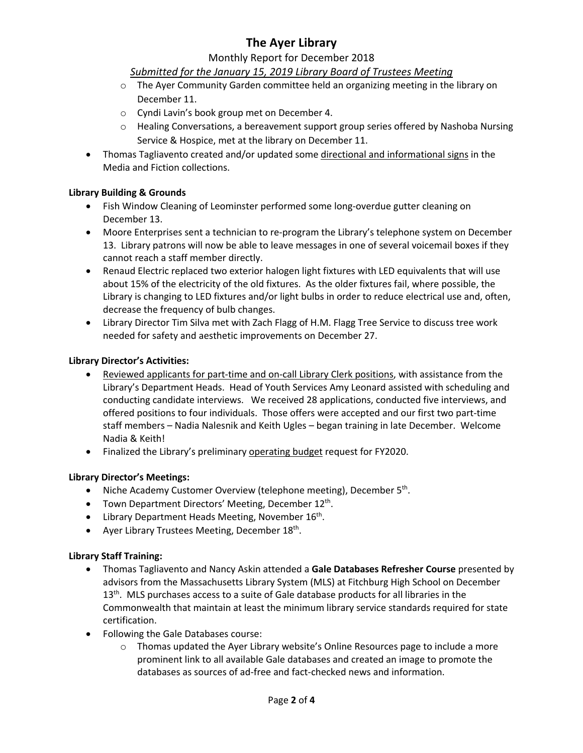- The Ayer Community Garden committee held an organizing meeting in the library on December 11.
- Cyndi Lavin's book group met on December 4.
- Healing Conversations, a bereavement support group series offered by Nashoba Nursing Service & Hospice, met at the library on December 11.

- Thomas Tagliavento created and/or updated some directional and informational signs in the Media and Fiction collections.

**Library Building & Grounds**

- Fish Window Cleaning of Leominster performed some long-overdue gutter cleaning on December 13.
- Moore Enterprises sent a technician to re-program the Library's telephone system on December 13. Library patrons will now be able to leave messages in one of several voicemail boxes if they cannot reach a staff member directly.
- Renaud Electric replaced two exterior halogen light fixtures with LED equivalents that will use about 15% of the electricity of the old fixtures. As the older fixtures fail, where possible, the Library is changing to LED fixtures and/or light bulbs in order to reduce electrical use and, often, decrease the frequency of bulb changes.
- Library Director Tim Silva met with Zach Flagg of H.M. Flagg Tree Service to discuss tree work needed for safety and aesthetic improvements on December 27.

**Library Director's Activities:**

- Reviewed applicants for part-time and on-call Library Clerk positions, with assistance from the Library's Department Heads. Head of Youth Services Amy Leonard assisted with scheduling and conducting candidate interviews. We received 28 applications, conducted five interviews, and offered positions to four individuals. Those offers were accepted and our first two part-time staff members – Nadia Nalesnik and Keith Ugles – began training in late December. Welcome Nadia & Keith!
- Finalized the Library's preliminary operating budget request for FY2020.

**Library Director's Meetings:**

- Niche Academy Customer Overview (telephone meeting), December 5th.
- Town Department Directors' Meeting, December 12th.
- Library Department Heads Meeting, November 16th.
- Ayer Library Trustees Meeting, December 18th.

**Library Staff Training:**

- Thomas Tagliavento and Nancy Askin attended a **Gale Databases Refresher Course** presented by advisors from the Massachusetts Library System (MLS) at Fitchburg High School on December 13th. MLS purchases access to a suite of Gale database products for all libraries in the Commonwealth that maintain at least the minimum library service standards required for state certification.
- Following the Gale Databases course:
  - Thomas updated the Ayer Library website's Online Resources page to include a more prominent link to all available Gale databases and created an image to promote the databases as sources of ad-free and fact-checked news and information.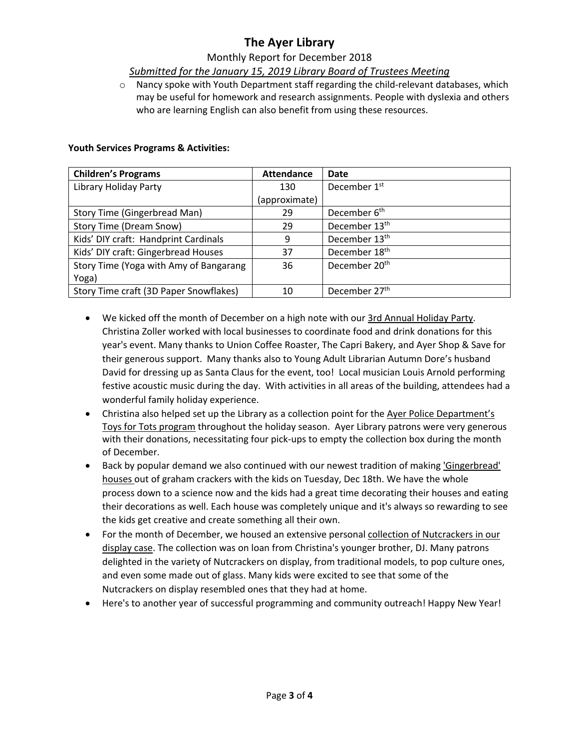- Nancy spoke with Youth Department staff regarding the child-relevant databases, which may be useful for homework and research assignments. People with dyslexia and others who are learning English can also benefit from using these resources.

**Youth Services Programs & Activities:**

| Children's Programs | Attendance | Date |
|---|---|---|
| Library Holiday Party | 130 (approximate) | December 1st |
| Story Time (Gingerbread Man) | 29 | December 6th |
| Story Time (Dream Snow) | 29 | December 13th |
| Kids' DIY craft: Handprint Cardinals | 9 | December 13th |
| Kids' DIY craft: Gingerbread Houses | 37 | December 18th |
| Story Time (Yoga with Amy of Bangarang Yoga) | 36 | December 20th |
| Story Time craft (3D Paper Snowflakes) | 10 | December 27th |

- We kicked off the month of December on a high note with our 3rd Annual Holiday Party. Christina Zoller worked with local businesses to coordinate food and drink donations for this year's event. Many thanks to Union Coffee Roaster, The Capri Bakery, and Ayer Shop & Save for their generous support. Many thanks also to Young Adult Librarian Autumn Dore's husband David for dressing up as Santa Claus for the event, too! Local musician Louis Arnold performing festive acoustic music during the day. With activities in all areas of the building, attendees had a wonderful family holiday experience.
- Christina also helped set up the Library as a collection point for the Ayer Police Department's Toys for Tots program throughout the holiday season. Ayer Library patrons were very generous with their donations, necessitating four pick-ups to empty the collection box during the month of December.
- Back by popular demand we also continued with our newest tradition of making 'Gingerbread' houses out of graham crackers with the kids on Tuesday, Dec 18th. We have the whole process down to a science now and the kids had a great time decorating their houses and eating their decorations as well. Each house was completely unique and it's always so rewarding to see the kids get creative and create something all their own.
- For the month of December, we housed an extensive personal collection of Nutcrackers in our display case. The collection was on loan from Christina's younger brother, DJ. Many patrons delighted in the variety of Nutcrackers on display, from traditional models, to pop culture ones, and even some made out of glass. Many kids were excited to see that some of the Nutcrackers on display resembled ones that they had at home.
- Here's to another year of successful programming and community outreach! Happy New Year!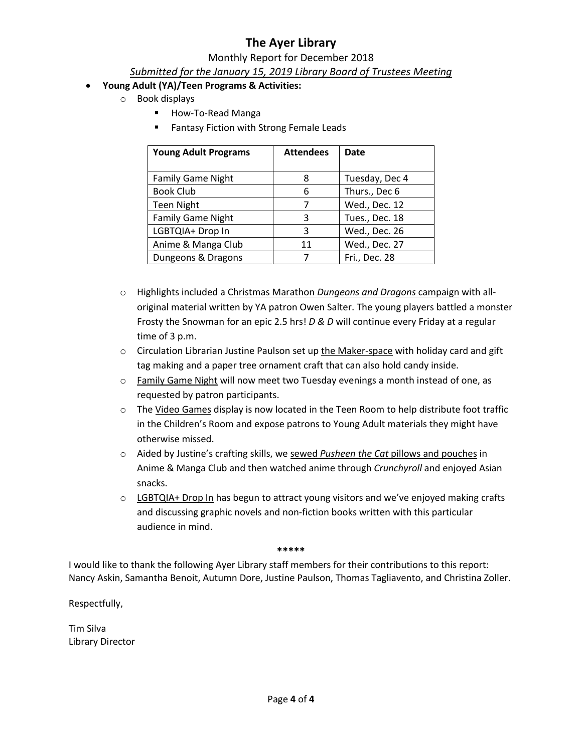# The Ayer Library

Monthly Report for December 2018

*Submitted for the January 15, 2019 Library Board of Trustees Meeting*

- **Young Adult (YA)/Teen Programs & Activities:**
  - Book displays
    - How-To-Read Manga
    - Fantasy Fiction with Strong Female Leads

| Young Adult Programs | Attendees | Date |
|---|---|---|
| Family Game Night | 8 | Tuesday, Dec 4 |
| Book Club | 6 | Thurs., Dec 6 |
| Teen Night | 7 | Wed., Dec. 12 |
| Family Game Night | 3 | Tues., Dec. 18 |
| LGBTQIA+ Drop In | 3 | Wed., Dec. 26 |
| Anime & Manga Club | 11 | Wed., Dec. 27 |
| Dungeons & Dragons | 7 | Fri., Dec. 28 |

  - Highlights included a Christmas Marathon *Dungeons and Dragons* campaign with all-original material written by YA patron Owen Salter. The young players battled a monster Frosty the Snowman for an epic 2.5 hrs! *D & D* will continue every Friday at a regular time of 3 p.m.
  - Circulation Librarian Justine Paulson set up the Maker-space with holiday card and gift tag making and a paper tree ornament craft that can also hold candy inside.
  - Family Game Night will now meet two Tuesday evenings a month instead of one, as requested by patron participants.
  - The Video Games display is now located in the Teen Room to help distribute foot traffic in the Children's Room and expose patrons to Young Adult materials they might have otherwise missed.
  - Aided by Justine's crafting skills, we sewed *Pusheen the Cat* pillows and pouches in Anime & Manga Club and then watched anime through *Crunchyroll* and enjoyed Asian snacks.
  - LGBTQIA+ Drop In has begun to attract young visitors and we've enjoyed making crafts and discussing graphic novels and non-fiction books written with this particular audience in mind.

*****

I would like to thank the following Ayer Library staff members for their contributions to this report: Nancy Askin, Samantha Benoit, Autumn Dore, Justine Paulson, Thomas Tagliavento, and Christina Zoller.

Respectfully,

Tim Silva
Library Director